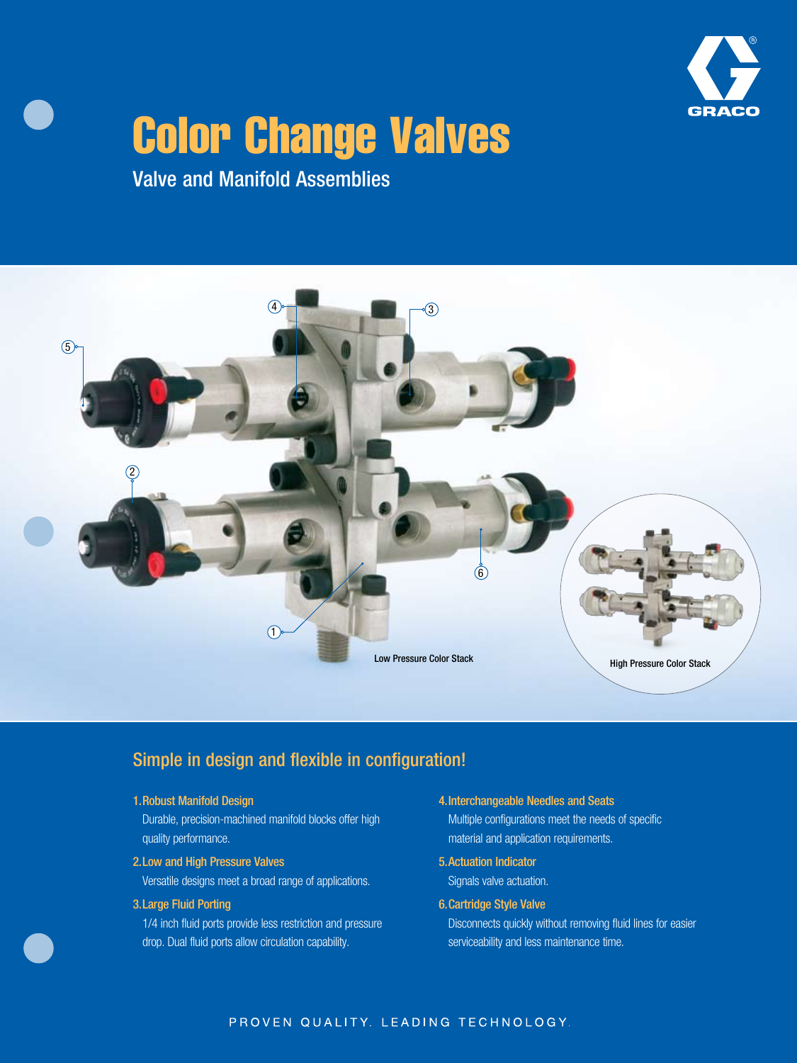# Color Change Valves

## Valve and Manifold Assemblies

Low Pressure Color Stack

High Pressure Color Stack

## Simple in design and flexible in configuration!

1. **Robust Manifold Design**
   Durable, precision-machined manifold blocks offer high quality performance.
2. **Low and High Pressure Valves**
   Versatile designs meet a broad range of applications.
3. **Large Fluid Porting**
   1/4 inch fluid ports provide less restriction and pressure drop. Dual fluid ports allow circulation capability.
4. **Interchangeable Needles and Seats**
   Multiple configurations meet the needs of specific material and application requirements.
5. **Actuation Indicator**
   Signals valve actuation.
6. **Cartridge Style Valve**
   Disconnects quickly without removing fluid lines for easier serviceability and less maintenance time.

PROVEN QUALITY. LEADING TECHNOLOGY.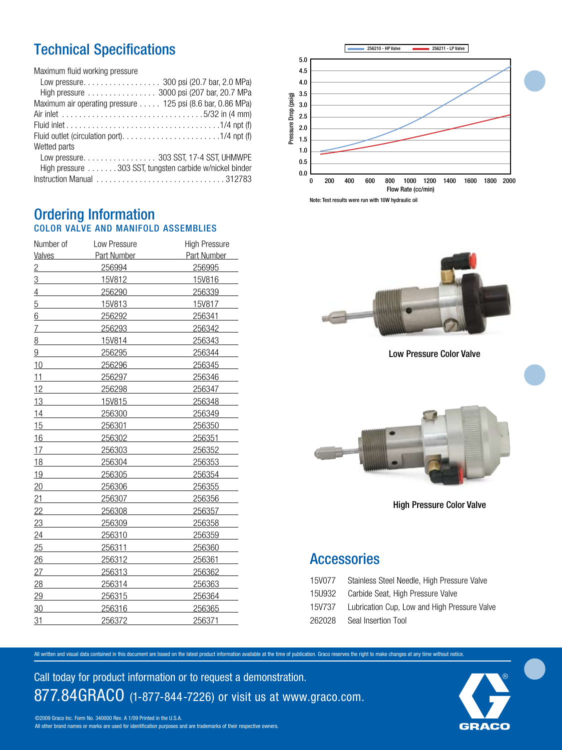## Technical Specifications

Maximum fluid working pressure
- Low pressure . . . . . . . . . . . . . . . . . . 300 psi (20.7 bar, 2.0 MPa)
- High pressure . . . . . . . . . . . . . . . . 3000 psi (207 bar, 20.7 MPa

Maximum air operating pressure . . . . . 125 psi (8.6 bar, 0.86 MPa)

Air inlet . . . . . . . . . . . . . . . . . . . . . . . . . . . . . . . . 5/32 in (4 mm)

Fluid inlet . . . . . . . . . . . . . . . . . . . . . . . . . . . . . . . . . . . 1/4 npt (f)

Fluid outlet (circulation port). . . . . . . . . . . . . . . . . . . . . . . 1/4 npt (f)

Wetted parts
- Low pressure. . . . . . . . . . . . . . . . . 303 SST, 17-4 SST, UHMWPE
- High pressure . . . . . . . 303 SST, tungsten carbide w/nickel binder

Instruction Manual . . . . . . . . . . . . . . . . . . . . . . . . . . . . . 312783

256210 - HP Valve
256211 - LP Valve
Pressure Drop (psig)
5.0
4.5
4.0
3.5
3.0
2.5
2.0
1.5
1.0
0.5
0.0
0 200 400 600 800 1000 1200 1400 1600 1800 2000
Flow Rate (cc/min)

Note: Test results were run with 10W hydraulic oil

## Ordering Information

### COLOR VALVE AND MANIFOLD ASSEMBLIES

| Number of Valves | Low Pressure Part Number | High Pressure Part Number |
|---|---|---|
| 2 | 256994 | 256995 |
| 3 | 15V812 | 15V816 |
| 4 | 256290 | 256339 |
| 5 | 15V813 | 15V817 |
| 6 | 256292 | 256341 |
| 7 | 256293 | 256342 |
| 8 | 15V814 | 256343 |
| 9 | 256295 | 256344 |
| 10 | 256296 | 256345 |
| 11 | 256297 | 256346 |
| 12 | 256298 | 256347 |
| 13 | 15V815 | 256348 |
| 14 | 256300 | 256349 |
| 15 | 256301 | 256350 |
| 16 | 256302 | 256351 |
| 17 | 256303 | 256352 |
| 18 | 256304 | 256353 |
| 19 | 256305 | 256354 |
| 20 | 256306 | 256355 |
| 21 | 256307 | 256356 |
| 22 | 256308 | 256357 |
| 23 | 256309 | 256358 |
| 24 | 256310 | 256359 |
| 25 | 256311 | 256360 |
| 26 | 256312 | 256361 |
| 27 | 256313 | 256362 |
| 28 | 256314 | 256363 |
| 29 | 256315 | 256364 |
| 30 | 256316 | 256365 |
| 31 | 256372 | 256371 |

Low Pressure Color Valve

High Pressure Color Valve

## Accessories

| | |
|---|---|
| 15V077 | Stainless Steel Needle, High Pressure Valve |
| 15U932 | Carbide Seat, High Pressure Valve |
| 15V737 | Lubrication Cup, Low and High Pressure Valve |
| 262028 | Seal Insertion Tool |

All written and visual data contained in this document are based on the latest product information available at the time of publication. Graco reserves the right to make changes at any time without notice.

Call today for product information or to request a demonstration.

877.84GRACO (1-877-844-7226) or visit us at www.graco.com.

©2009 Graco Inc. Form No. 340000 Rev. A 1/09 Printed in the U.S.A.
All other brand names or marks are used for identification purposes and are trademarks of their respective owners.

GRACO